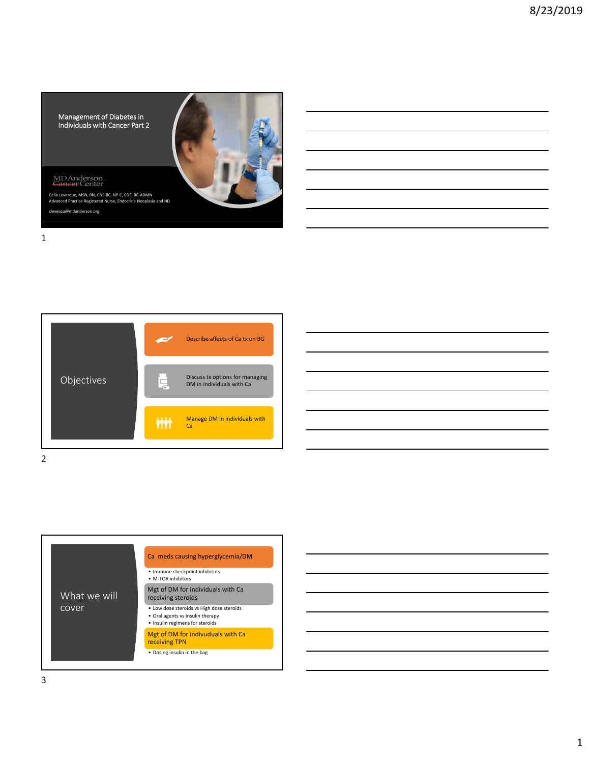## Management of Diabetes in Individuals with Cancer Part 2

MD Anderson Cancer Center

Celia Levesque, MSN, RN, CNS-BC, NP-C, CDE, BC-ADMN
Advanced Practice Registered Nurse, Endocrine Neoplasia and HD

clevesqu@mdanderson.org

## Objectives

- Describe affects of Ca tx on BG
- Discuss tx options for managing DM in individuals with Ca
- Manage DM in individuals with Ca

## What we will cover

**Ca meds causing hyperglycemia/DM**

- Immune checkpoint inhibitors
- M-TOR inhibitors

**Mgt of DM for individuals with Ca receiving steroids**

- Low dose steroids vs High dose steroids
- Oral agents vs Insulin therapy
- Insulin regimens for steroids

**Mgt of DM for indivuduals with Ca receiving TPN**

- Dosing insulin in the bag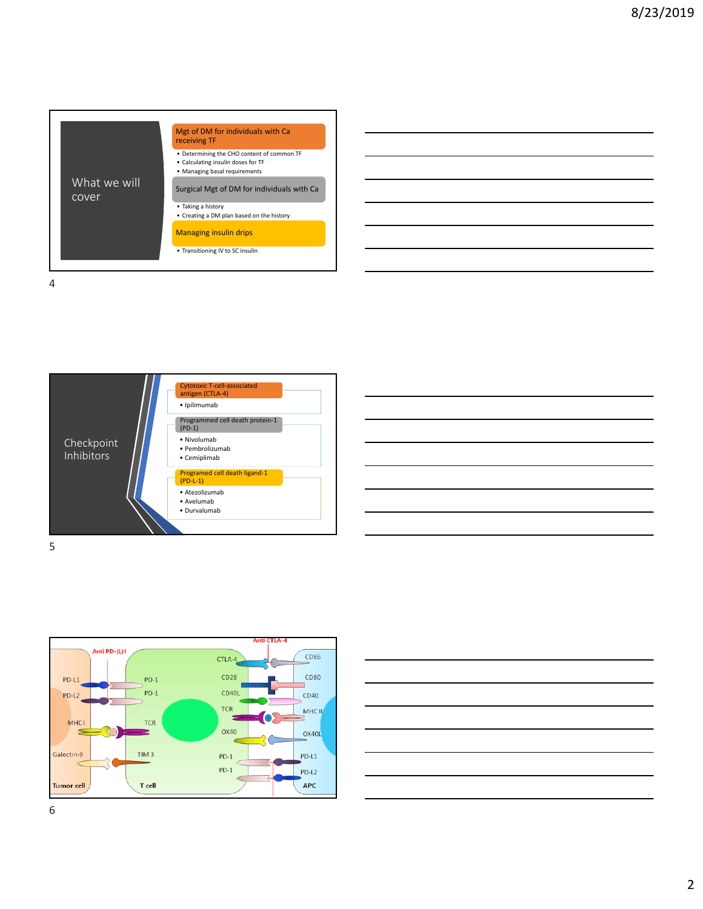## What we will cover

**Mgt of DM for individuals with Ca receiving TF**

- Determining the CHO content of common TF
- Calculating insulin doses for TF
- Managing basal requirements

**Surgical Mgt of DM for individuals with Ca**

- Taking a history
- Creating a DM plan based on the history

**Managing insulin drips**

- Transitioning IV to SC insulin

## Checkpoint Inhibitors

**Cytotoxic T-cell-associated antigen (CTLA-4)**

- Ipilimumab

**Programmed cell death protein-1 (PD-1)**

- Nivolumab
- Pembrolizumab
- Cemiplimab

**Programed cell death ligand-1 (PD-L-1)**

- Atezolizumab
- Avelumab
- Durvalumab

Anti PD-(L)1

Anti CTLA-4

Tumor cell: PD-L1, PD-L2, MHC I, Galectin-9

T cell: PD-1, PD-1, TCR, TIM 3, CTLA-4, CD28, CD40L, TCR, OX40, PD-1, PD-1

APC: CD86, CD80, CD40, MHC II, OX40L, PD-L1, PD-L2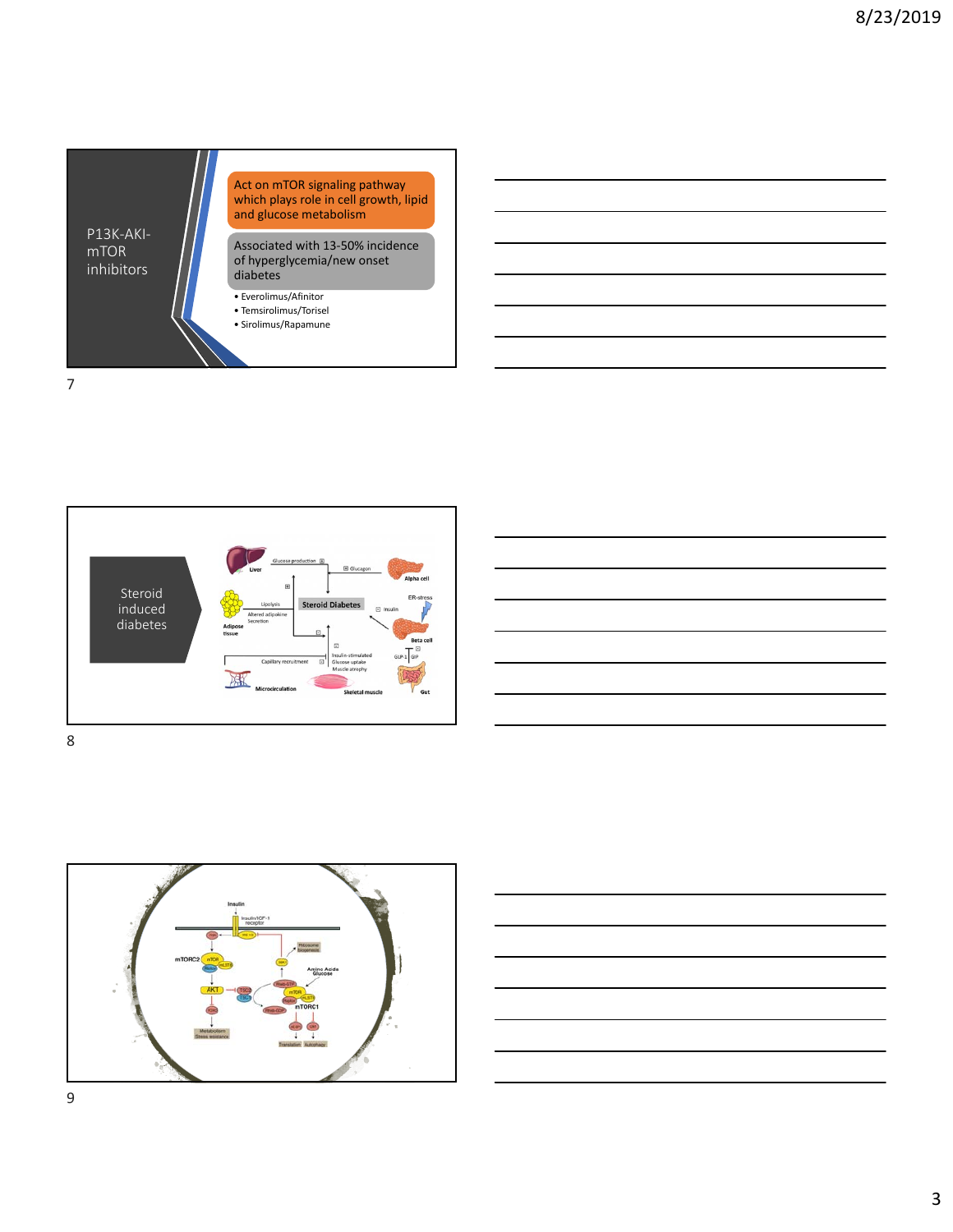## P13K-AKI-mTOR inhibitors

Act on mTOR signaling pathway which plays role in cell growth, lipid and glucose metabolism

Associated with 13-50% incidence of hyperglycemia/new onset diabetes

- Everolimus/Afinitor
- Temsirolimus/Torisel
- Sirolimus/Rapamune

## Steroid induced diabetes

Liver — Glucose production ⊞ — ⊞ Glucagon — Alpha cell

Adipose tissue — Lipolysis ⊞ — Altered adipokine Secretion — **Steroid Diabetes** — ⊟ Insulin — ER-stress — Beta cell

⊟ Insulin-stimulated Glucose uptake, Muscle atrophy — Skeletal muscle

Capillary recruitment ⊟ — Microcirculation

GLP-1 ⊟ GIP — Gut

Insulin — Insulin/IGF-1 receptor — mTORC2 — mTOR — AKT — TSC2 / TSC1 — Rheb-GTP — Rheb-GDP — mTOR — mTORC1 — Amino Acids, Glucose — Ribosome biogenesis — Metabolism, Stress resistance — Translation — Autophagy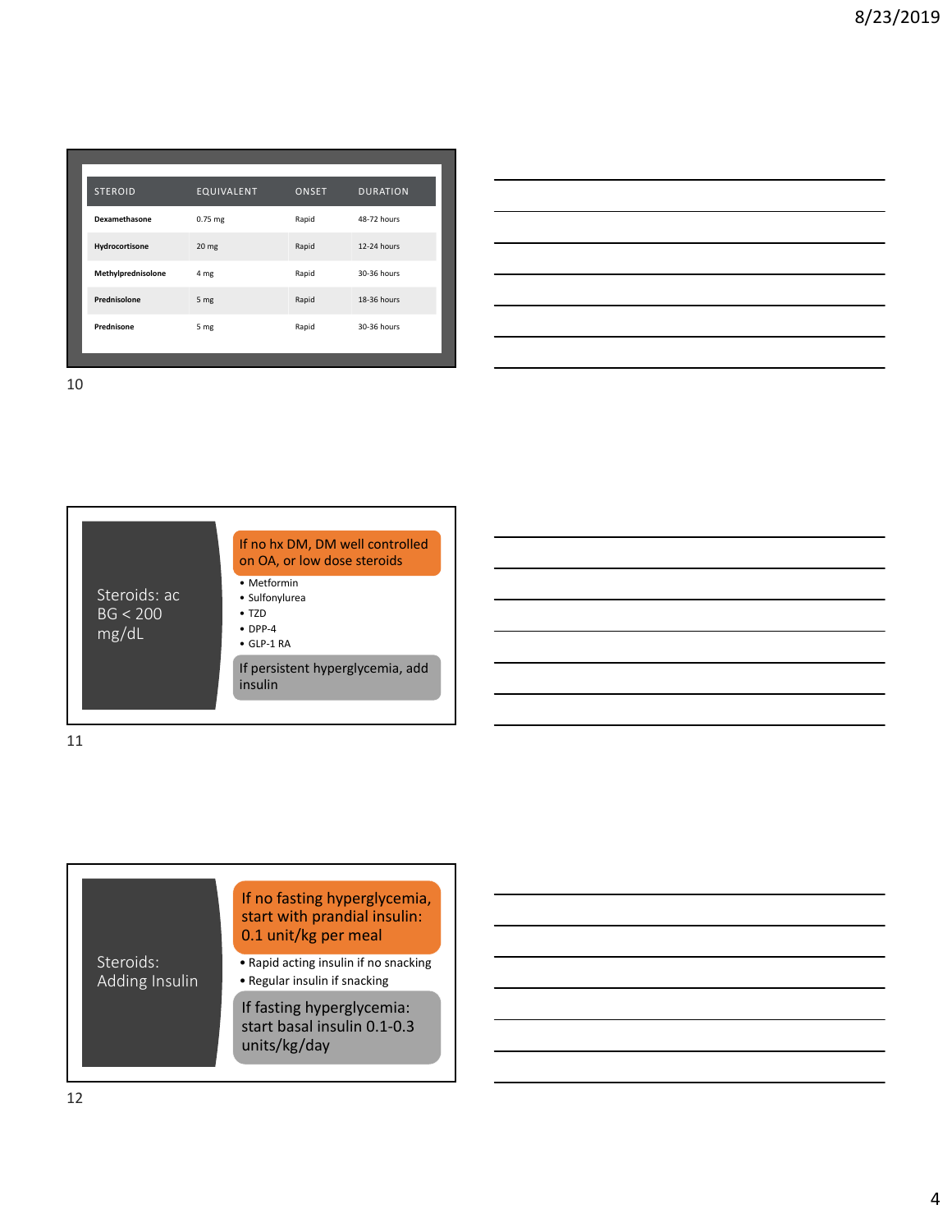| STEROID | EQUIVALENT | ONSET | DURATION |
|---|---|---|---|
| **Dexamethasone** | 0.75 mg | Rapid | 48-72 hours |
| **Hydrocortisone** | 20 mg | Rapid | 12-24 hours |
| **Methylprednisolone** | 4 mg | Rapid | 30-36 hours |
| **Prednisolone** | 5 mg | Rapid | 18-36 hours |
| **Prednisone** | 5 mg | Rapid | 30-36 hours |

## Steroids: ac BG < 200 mg/dL

If no hx DM, DM well controlled on OA, or low dose steroids

- Metformin
- Sulfonylurea
- TZD
- DPP-4
- GLP-1 RA

If persistent hyperglycemia, add insulin

## Steroids: Adding Insulin

If no fasting hyperglycemia, start with prandial insulin: 0.1 unit/kg per meal

- Rapid acting insulin if no snacking
- Regular insulin if snacking

If fasting hyperglycemia: start basal insulin 0.1-0.3 units/kg/day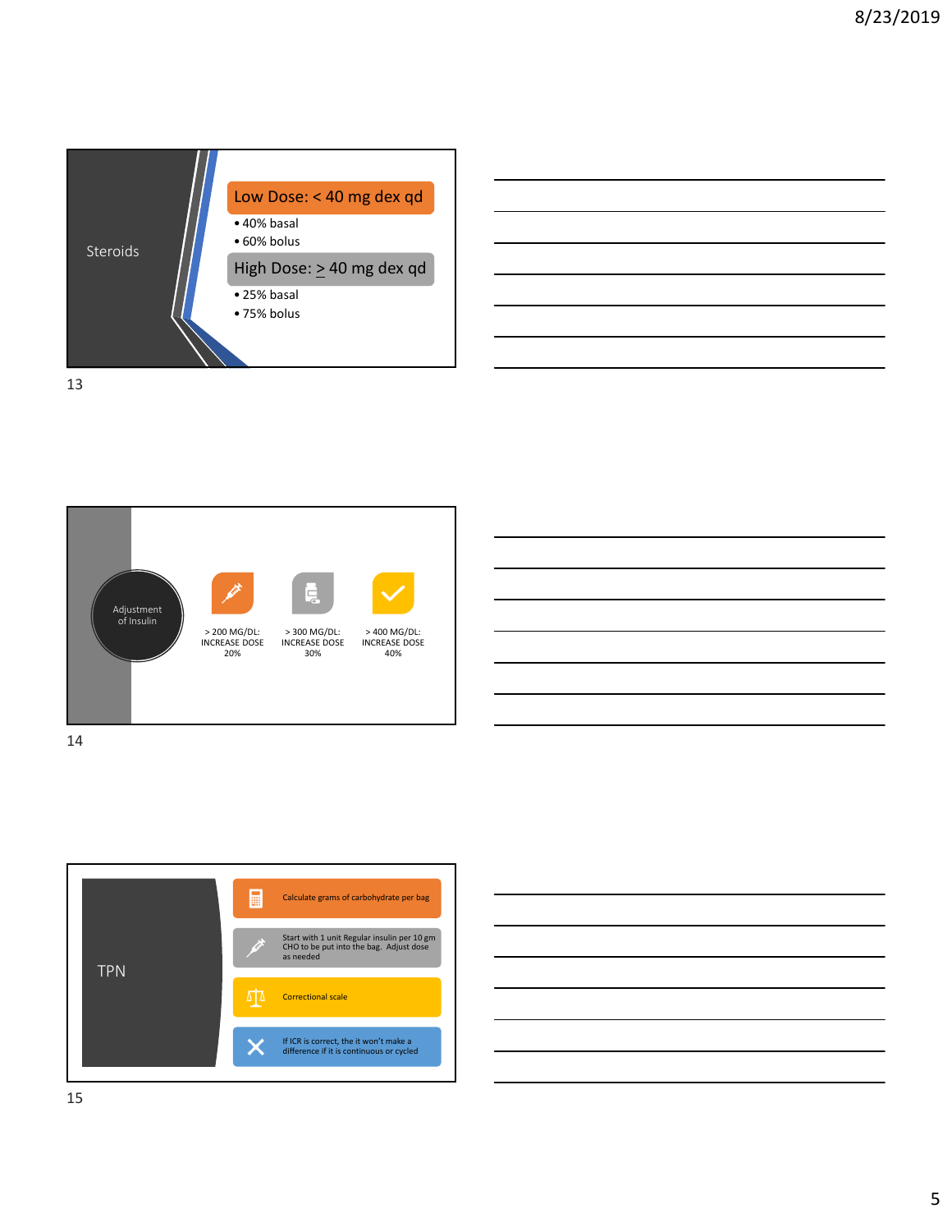## Steroids

**Low Dose: < 40 mg dex qd**

- 40% basal
- 60% bolus

**High Dose: > 40 mg dex qd**

- 25% basal
- 75% bolus

## Adjustment of Insulin

- > 200 MG/DL: INCREASE DOSE 20%
- > 300 MG/DL: INCREASE DOSE 30%
- > 400 MG/DL: INCREASE DOSE 40%

## TPN

- Calculate grams of carbohydrate per bag
- Start with 1 unit Regular insulin per 10 gm CHO to be put into the bag. Adjust dose as needed
- Correctional scale
- If ICR is correct, the it won't make a difference if it is continuous or cycled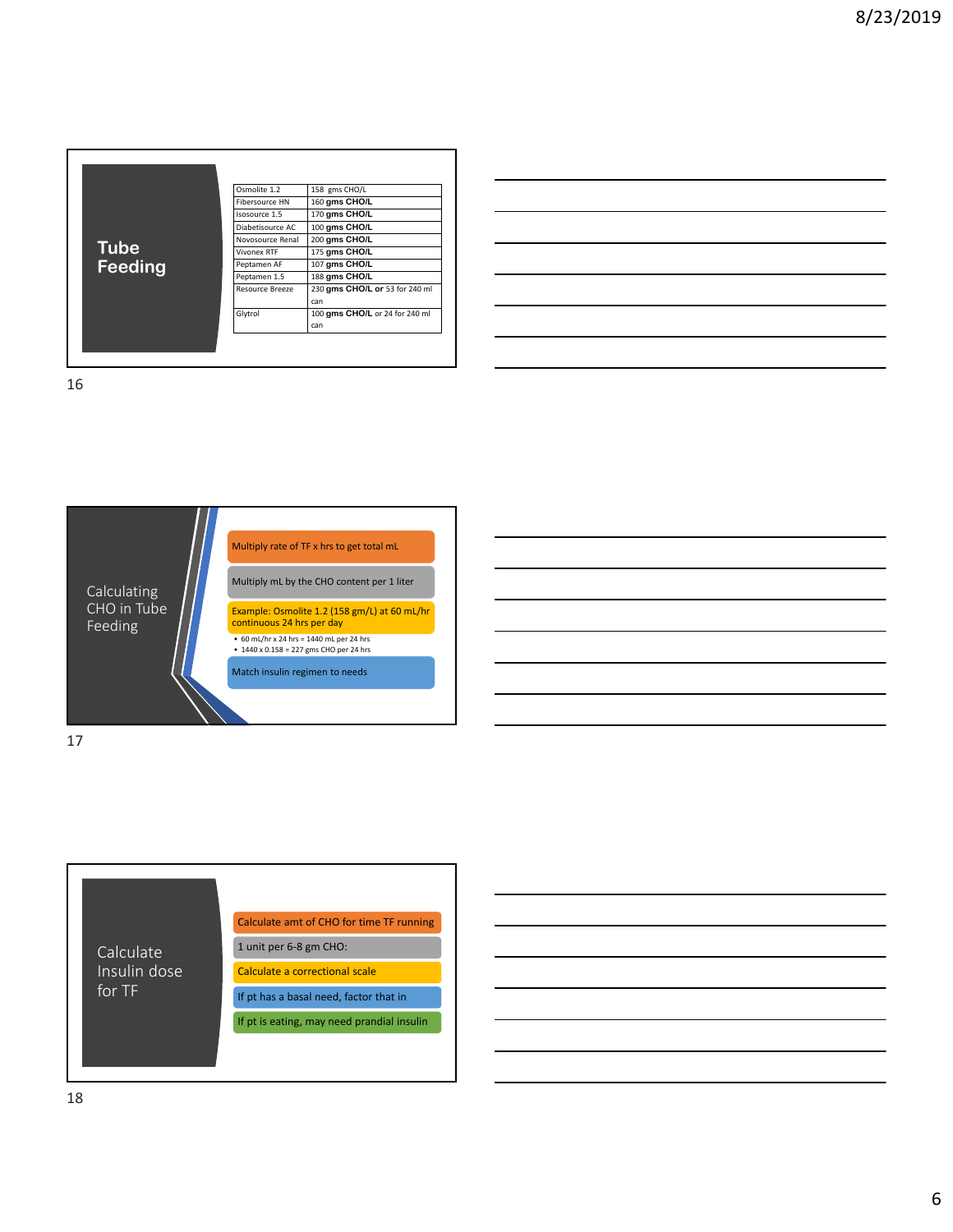## Tube Feeding

| Osmolite 1.2 | 158 gms CHO/L |
|---|---|
| Fibersource HN | 160 **gms CHO/L** |
| Isosource 1.5 | 170 **gms CHO/L** |
| Diabetisource AC | 100 **gms CHO/L** |
| Novosource Renal | 200 **gms CHO/L** |
| Vivonex RTF | 175 **gms CHO/L** |
| Peptamen AF | 107 **gms CHO/L** |
| Peptamen 1.5 | 188 **gms CHO/L** |
| Resource Breeze | 230 **gms CHO/L or** 53 for 240 ml can |
| Glytrol | 100 **gms CHO/L** or 24 for 240 ml can |

## Calculating CHO in Tube Feeding

- Multiply rate of TF x hrs to get total mL
- Multiply mL by the CHO content per 1 liter
- Example: Osmolite 1.2 (158 gm/L) at 60 mL/hr continuous 24 hrs per day
  - 60 mL/hr x 24 hrs = 1440 mL per 24 hrs
  - 1440 x 0.158 = 227 gms CHO per 24 hrs
- Match insulin regimen to needs

## Calculate Insulin dose for TF

- Calculate amt of CHO for time TF running
- 1 unit per 6-8 gm CHO:
- Calculate a correctional scale
- If pt has a basal need, factor that in
- If pt is eating, may need prandial insulin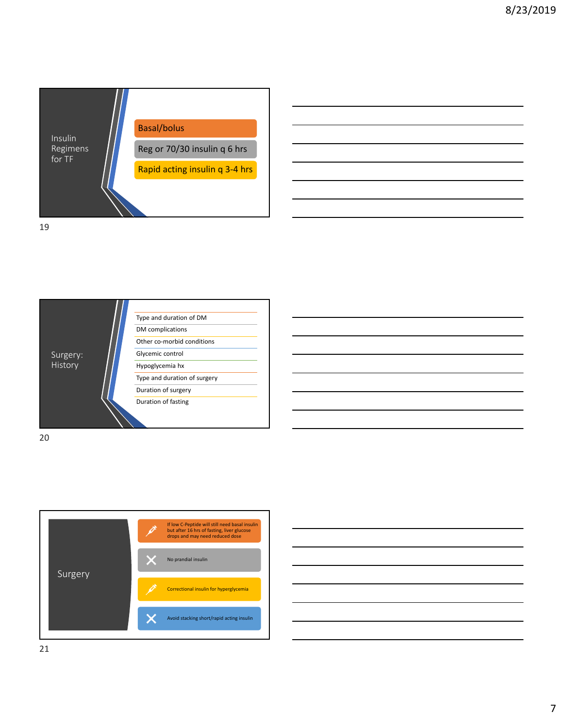## Insulin Regimens for TF

- Basal/bolus
- Reg or 70/30 insulin q 6 hrs
- Rapid acting insulin q 3-4 hrs

## Surgery: History

- Type and duration of DM
- DM complications
- Other co-morbid conditions
- Glycemic control
- Hypoglycemia hx
- Type and duration of surgery
- Duration of surgery
- Duration of fasting

## Surgery

- If low C-Peptide will still need basal insulin but after 16 hrs of fasting, liver glucose drops and may need reduced dose
- No prandial insulin
- Correctional insulin for hyperglycemia
- Avoid stacking short/rapid acting insulin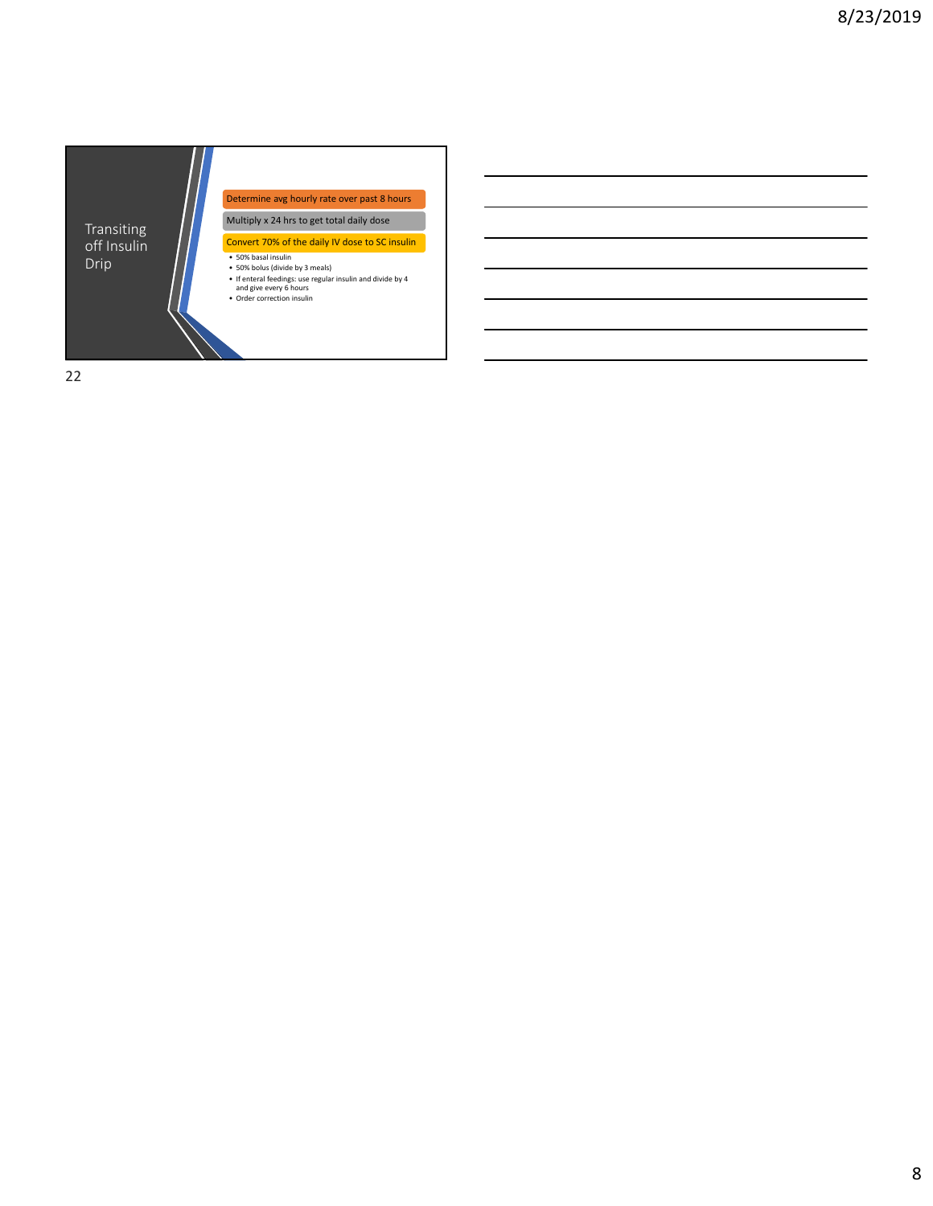## Transiting off Insulin Drip

- Determine avg hourly rate over past 8 hours
- Multiply x 24 hrs to get total daily dose
- Convert 70% of the daily IV dose to SC insulin
  - 50% basal insulin
  - 50% bolus (divide by 3 meals)
  - If enteral feedings: use regular insulin and divide by 4 and give every 6 hours
  - Order correction insulin